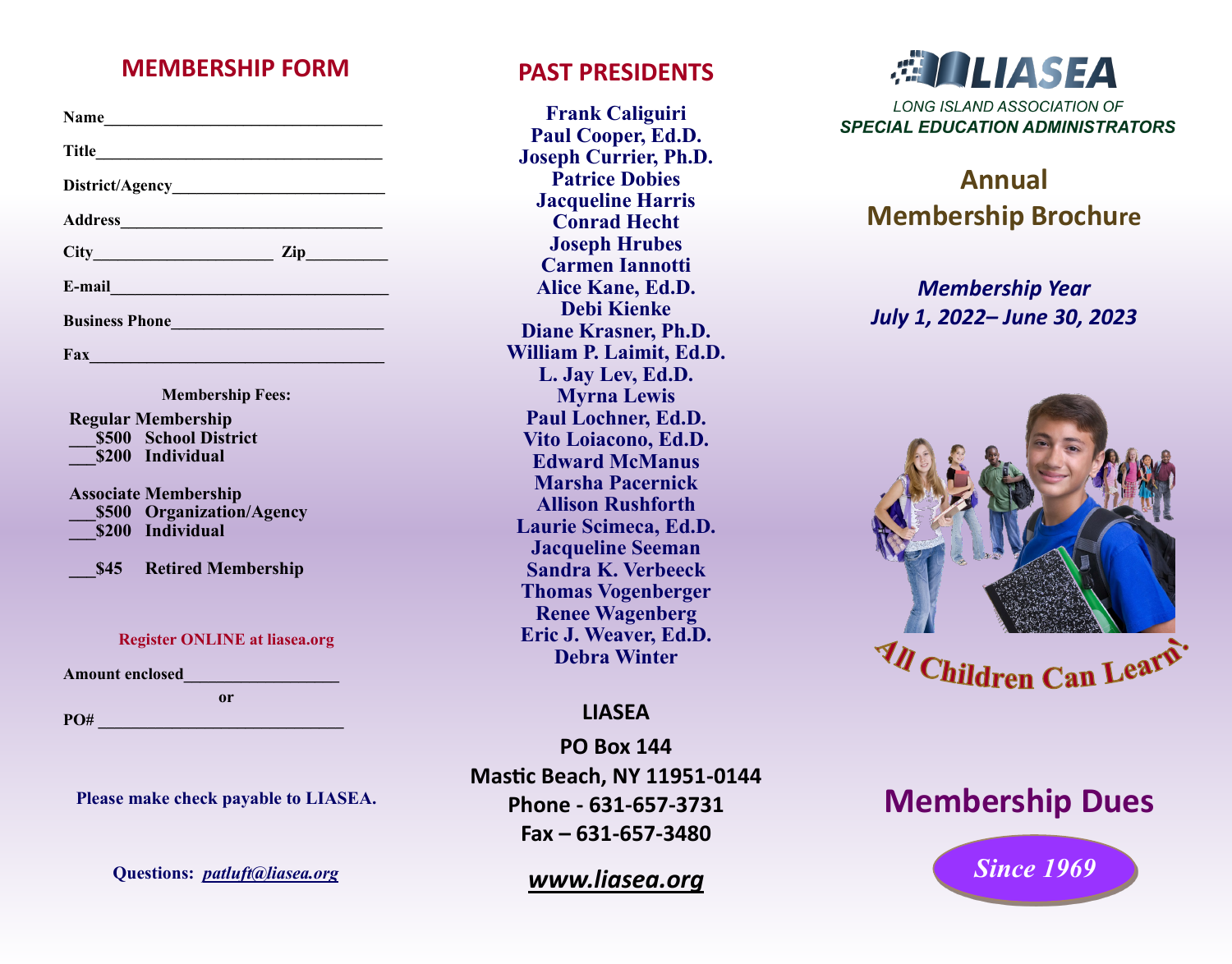## MEMBERSHIP FORM

Name_________________________________

Title__________________________________

District/Agency_________________________

Address_______________________________

City_____________________ Zip_________

E-mail_________________________________

Business Phone_________________________

Fax___________________________________

**Membership Fees:**

**Regular Membership**
___$500 School District
___$200 Individual

**Associate Membership**
___$500 Organization/Agency
___$200 Individual

___$45 Retired Membership

**Register ONLINE at liasea.org**

Amount enclosed__________________

or

PO# ____________________________

**Please make check payable to LIASEA.**

**Questions:** ***patluft@liasea.org***

## PAST PRESIDENTS

**Frank Caliguiri**
**Paul Cooper, Ed.D.**
**Joseph Currier, Ph.D.**
**Patrice Dobies**
**Jacqueline Harris**
**Conrad Hecht**
**Joseph Hrubes**
**Carmen Iannotti**
**Alice Kane, Ed.D.**
**Debi Kienke**
**Diane Krasner, Ph.D.**
**William P. Laimit, Ed.D.**
**L. Jay Lev, Ed.D.**
**Myrna Lewis**
**Paul Lochner, Ed.D.**
**Vito Loiacono, Ed.D.**
**Edward McManus**
**Marsha Pacernick**
**Allison Rushforth**
**Laurie Scimeca, Ed.D.**
**Jacqueline Seeman**
**Sandra K. Verbeeck**
**Thomas Vogenberger**
**Renee Wagenberg**
**Eric J. Weaver, Ed.D.**
**Debra Winter**

**LIASEA**

**PO Box 144**
**Mastic Beach, NY 11951-0144**
**Phone - 631-657-3731**
**Fax – 631-657-3480**

***www.liasea.org***

# LIASEA

*LONG ISLAND ASSOCIATION OF*
***SPECIAL EDUCATION ADMINISTRATORS***

## Annual Membership Brochure

***Membership Year***
***July 1, 2022– June 30, 2023***

**All Children Can Learn!**

## Membership Dues

*Since 1969*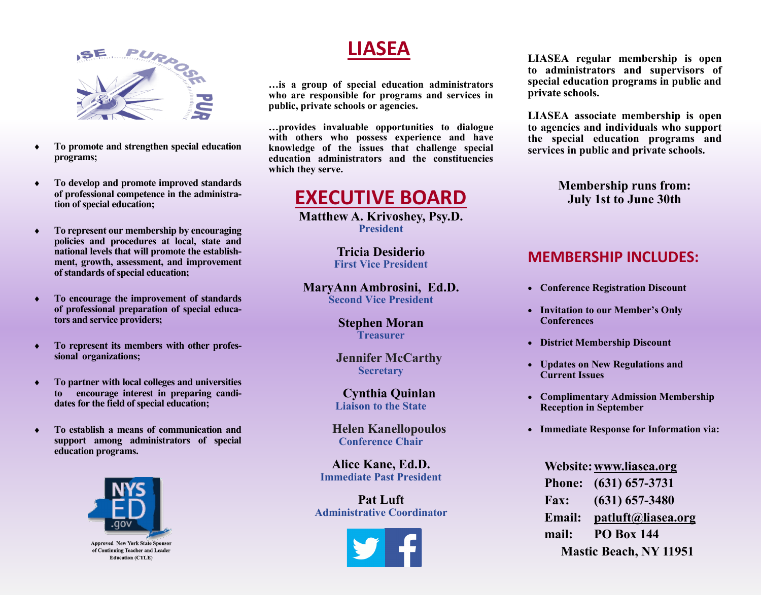- To promote and strengthen special education programs;
- To develop and promote improved standards of professional competence in the administration of special education;
- To represent our membership by encouraging policies and procedures at local, state and national levels that will promote the establishment, growth, assessment, and improvement of standards of special education;
- To encourage the improvement of standards of professional preparation of special educators and service providers;
- To represent its members with other professional organizations;
- To partner with local colleges and universities to encourage interest in preparing candidates for the field of special education;
- To establish a means of communication and support among administrators of special education programs.

Approved New York State Sponsor of Continuing Teacher and Leader Education (CTLE)

# LIASEA

**…is a group of special education administrators who are responsible for programs and services in public, private schools or agencies.**

**…provides invaluable opportunities to dialogue with others who possess experience and have knowledge of the issues that challenge special education administrators and the constituencies which they serve.**

## EXECUTIVE BOARD

**Matthew A. Krivoshey, Psy.D.**
President

**Tricia Desiderio**
First Vice President

**MaryAnn Ambrosini, Ed.D.**
Second Vice President

**Stephen Moran**
Treasurer

**Jennifer McCarthy**
Secretary

**Cynthia Quinlan**
Liaison to the State

**Helen Kanellopoulos**
Conference Chair

**Alice Kane, Ed.D.**
Immediate Past President

**Pat Luft**
Administrative Coordinator

**LIASEA regular membership is open to administrators and supervisors of special education programs in public and private schools.**

**LIASEA associate membership is open to agencies and individuals who support the special education programs and services in public and private schools.**

**Membership runs from: July 1st to June 30th**

## MEMBERSHIP INCLUDES:

- Conference Registration Discount
- Invitation to our Member's Only Conferences
- District Membership Discount
- Updates on New Regulations and Current Issues
- Complimentary Admission Membership Reception in September
- Immediate Response for Information via:

**Website:** www.liasea.org
**Phone:** (631) 657-3731
**Fax:** (631) 657-3480
**Email:** patluft@liasea.org
**mail:** PO Box 144
Mastic Beach, NY 11951